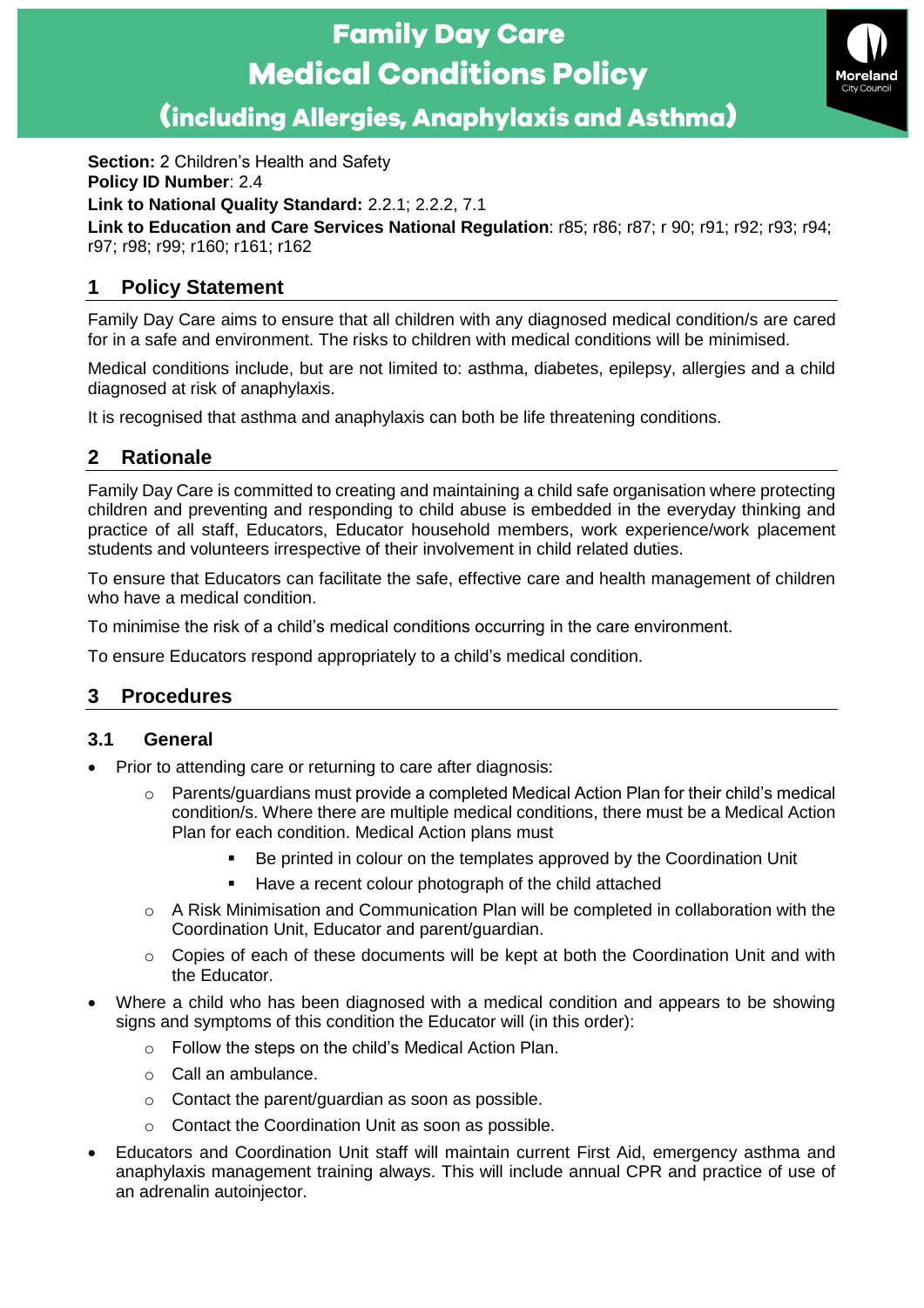# Family Day Care Medical Conditions Policy

## (including Allergies, Anaphylaxis and Asthma)

**Section:** 2 Children's Health and Safety
**Policy ID Number**: 2.4
**Link to National Quality Standard:** 2.2.1; 2.2.2, 7.1
**Link to Education and Care Services National Regulation**: r85; r86; r87; r 90; r91; r92; r93; r94; r97; r98; r99; r160; r161; r162

## 1 Policy Statement

Family Day Care aims to ensure that all children with any diagnosed medical condition/s are cared for in a safe and environment. The risks to children with medical conditions will be minimised.

Medical conditions include, but are not limited to: asthma, diabetes, epilepsy, allergies and a child diagnosed at risk of anaphylaxis.

It is recognised that asthma and anaphylaxis can both be life threatening conditions.

## 2 Rationale

Family Day Care is committed to creating and maintaining a child safe organisation where protecting children and preventing and responding to child abuse is embedded in the everyday thinking and practice of all staff, Educators, Educator household members, work experience/work placement students and volunteers irrespective of their involvement in child related duties.

To ensure that Educators can facilitate the safe, effective care and health management of children who have a medical condition.

To minimise the risk of a child's medical conditions occurring in the care environment.

To ensure Educators respond appropriately to a child's medical condition.

## 3 Procedures

### 3.1 General

- Prior to attending care or returning to care after diagnosis:
    - Parents/guardians must provide a completed Medical Action Plan for their child's medical condition/s. Where there are multiple medical conditions, there must be a Medical Action Plan for each condition. Medical Action plans must
        - Be printed in colour on the templates approved by the Coordination Unit
        - Have a recent colour photograph of the child attached
    - A Risk Minimisation and Communication Plan will be completed in collaboration with the Coordination Unit, Educator and parent/guardian.
    - Copies of each of these documents will be kept at both the Coordination Unit and with the Educator.
- Where a child who has been diagnosed with a medical condition and appears to be showing signs and symptoms of this condition the Educator will (in this order):
    - Follow the steps on the child's Medical Action Plan.
    - Call an ambulance.
    - Contact the parent/guardian as soon as possible.
    - Contact the Coordination Unit as soon as possible.
- Educators and Coordination Unit staff will maintain current First Aid, emergency asthma and anaphylaxis management training always. This will include annual CPR and practice of use of an adrenalin autoinjector.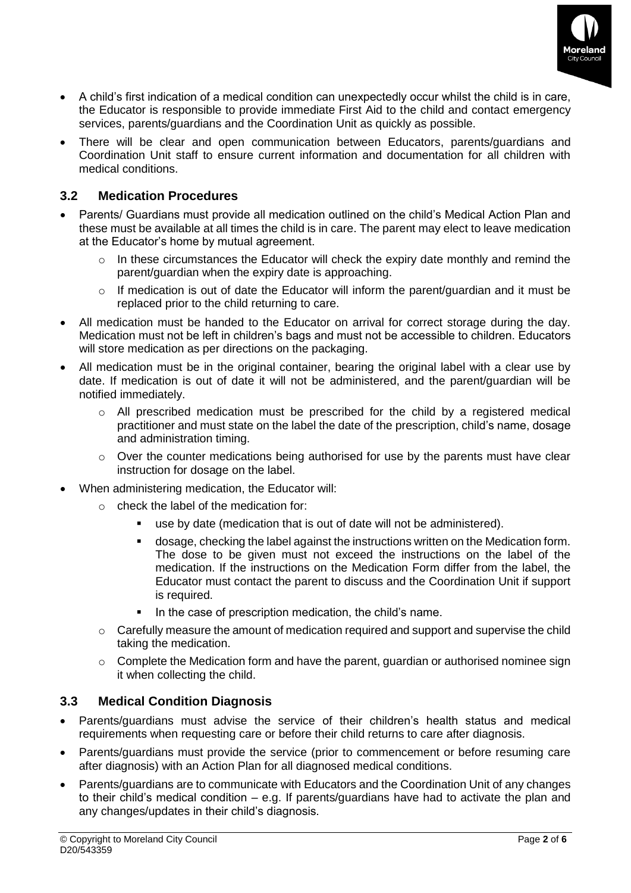- A child's first indication of a medical condition can unexpectedly occur whilst the child is in care, the Educator is responsible to provide immediate First Aid to the child and contact emergency services, parents/guardians and the Coordination Unit as quickly as possible.
- There will be clear and open communication between Educators, parents/guardians and Coordination Unit staff to ensure current information and documentation for all children with medical conditions.

### 3.2 Medication Procedures

- Parents/ Guardians must provide all medication outlined on the child's Medical Action Plan and these must be available at all times the child is in care. The parent may elect to leave medication at the Educator's home by mutual agreement.
  - In these circumstances the Educator will check the expiry date monthly and remind the parent/guardian when the expiry date is approaching.
  - If medication is out of date the Educator will inform the parent/guardian and it must be replaced prior to the child returning to care.
- All medication must be handed to the Educator on arrival for correct storage during the day. Medication must not be left in children's bags and must not be accessible to children. Educators will store medication as per directions on the packaging.
- All medication must be in the original container, bearing the original label with a clear use by date. If medication is out of date it will not be administered, and the parent/guardian will be notified immediately.
  - All prescribed medication must be prescribed for the child by a registered medical practitioner and must state on the label the date of the prescription, child's name, dosage and administration timing.
  - Over the counter medications being authorised for use by the parents must have clear instruction for dosage on the label.
- When administering medication, the Educator will:
  - check the label of the medication for:
    - use by date (medication that is out of date will not be administered).
    - dosage, checking the label against the instructions written on the Medication form. The dose to be given must not exceed the instructions on the label of the medication. If the instructions on the Medication Form differ from the label, the Educator must contact the parent to discuss and the Coordination Unit if support is required.
    - In the case of prescription medication, the child's name.
  - Carefully measure the amount of medication required and support and supervise the child taking the medication.
  - Complete the Medication form and have the parent, guardian or authorised nominee sign it when collecting the child.

### 3.3 Medical Condition Diagnosis

- Parents/guardians must advise the service of their children's health status and medical requirements when requesting care or before their child returns to care after diagnosis.
- Parents/guardians must provide the service (prior to commencement or before resuming care after diagnosis) with an Action Plan for all diagnosed medical conditions.
- Parents/guardians are to communicate with Educators and the Coordination Unit of any changes to their child's medical condition – e.g. If parents/guardians have had to activate the plan and any changes/updates in their child's diagnosis.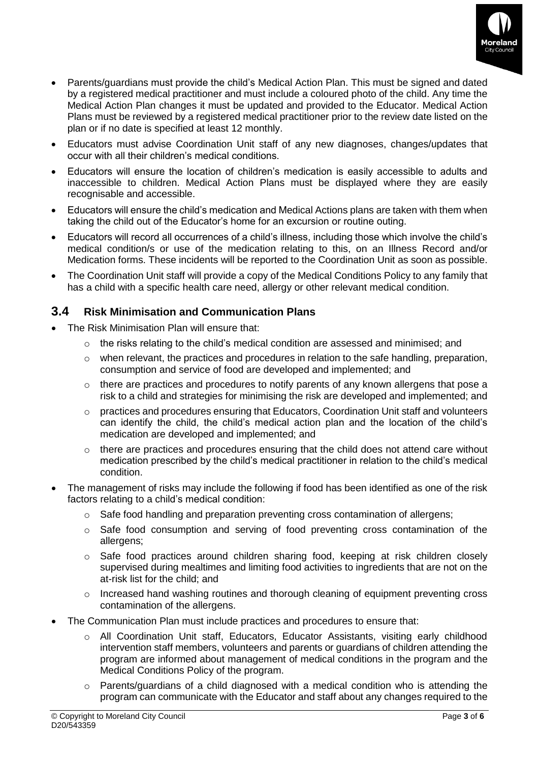- Parents/guardians must provide the child's Medical Action Plan. This must be signed and dated by a registered medical practitioner and must include a coloured photo of the child. Any time the Medical Action Plan changes it must be updated and provided to the Educator. Medical Action Plans must be reviewed by a registered medical practitioner prior to the review date listed on the plan or if no date is specified at least 12 monthly.
- Educators must advise Coordination Unit staff of any new diagnoses, changes/updates that occur with all their children's medical conditions.
- Educators will ensure the location of children's medication is easily accessible to adults and inaccessible to children. Medical Action Plans must be displayed where they are easily recognisable and accessible.
- Educators will ensure the child's medication and Medical Actions plans are taken with them when taking the child out of the Educator's home for an excursion or routine outing.
- Educators will record all occurrences of a child's illness, including those which involve the child's medical condition/s or use of the medication relating to this, on an Illness Record and/or Medication forms. These incidents will be reported to the Coordination Unit as soon as possible.
- The Coordination Unit staff will provide a copy of the Medical Conditions Policy to any family that has a child with a specific health care need, allergy or other relevant medical condition.

## 3.4 Risk Minimisation and Communication Plans

- The Risk Minimisation Plan will ensure that:
  - the risks relating to the child's medical condition are assessed and minimised; and
  - when relevant, the practices and procedures in relation to the safe handling, preparation, consumption and service of food are developed and implemented; and
  - there are practices and procedures to notify parents of any known allergens that pose a risk to a child and strategies for minimising the risk are developed and implemented; and
  - practices and procedures ensuring that Educators, Coordination Unit staff and volunteers can identify the child, the child's medical action plan and the location of the child's medication are developed and implemented; and
  - there are practices and procedures ensuring that the child does not attend care without medication prescribed by the child's medical practitioner in relation to the child's medical condition.
- The management of risks may include the following if food has been identified as one of the risk factors relating to a child's medical condition:
  - Safe food handling and preparation preventing cross contamination of allergens;
  - Safe food consumption and serving of food preventing cross contamination of the allergens;
  - Safe food practices around children sharing food, keeping at risk children closely supervised during mealtimes and limiting food activities to ingredients that are not on the at-risk list for the child; and
  - Increased hand washing routines and thorough cleaning of equipment preventing cross contamination of the allergens.
- The Communication Plan must include practices and procedures to ensure that:
  - All Coordination Unit staff, Educators, Educator Assistants, visiting early childhood intervention staff members, volunteers and parents or guardians of children attending the program are informed about management of medical conditions in the program and the Medical Conditions Policy of the program.
  - Parents/guardians of a child diagnosed with a medical condition who is attending the program can communicate with the Educator and staff about any changes required to the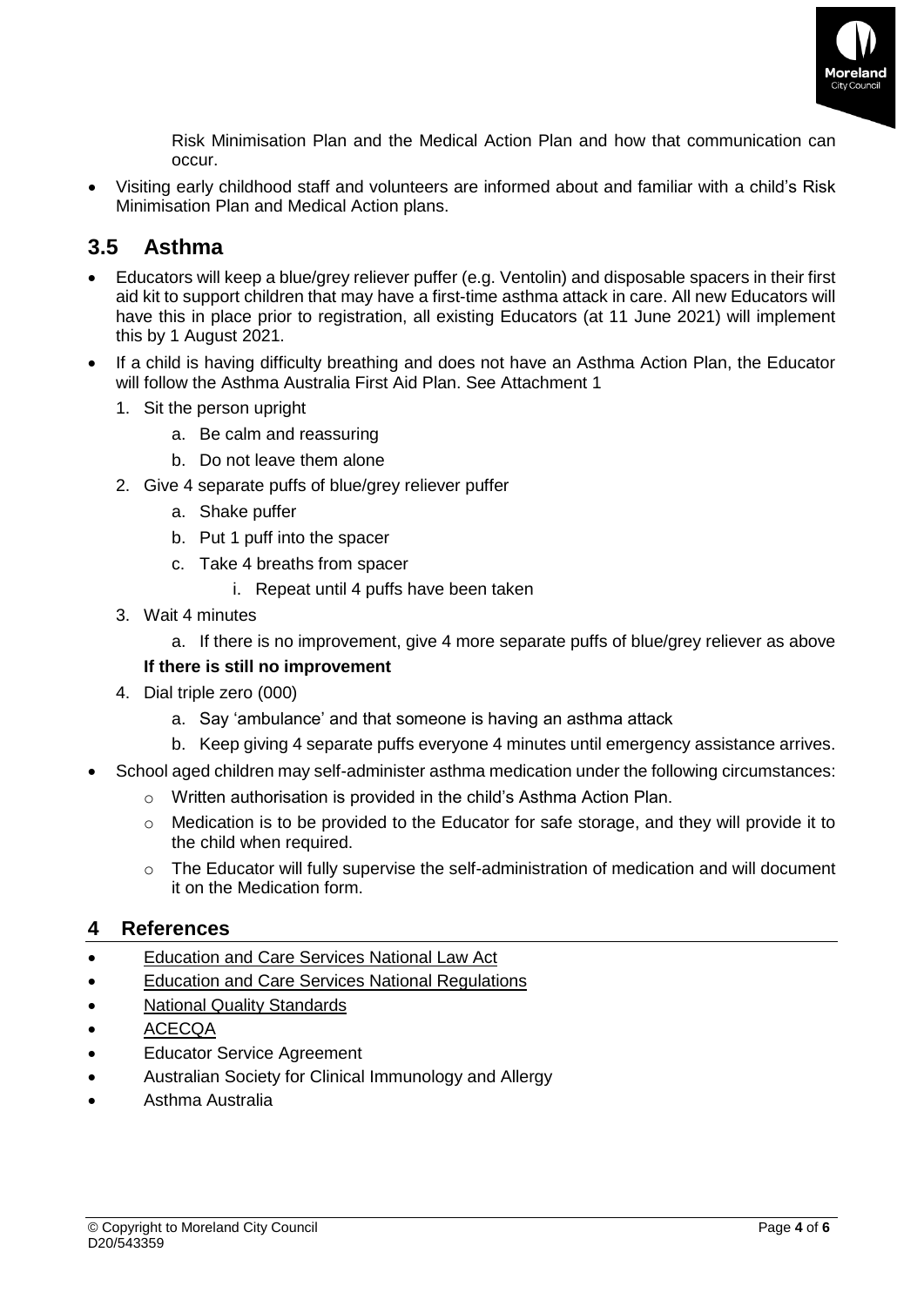Risk Minimisation Plan and the Medical Action Plan and how that communication can occur.

- Visiting early childhood staff and volunteers are informed about and familiar with a child's Risk Minimisation Plan and Medical Action plans.

## 3.5 Asthma

- Educators will keep a blue/grey reliever puffer (e.g. Ventolin) and disposable spacers in their first aid kit to support children that may have a first-time asthma attack in care. All new Educators will have this in place prior to registration, all existing Educators (at 11 June 2021) will implement this by 1 August 2021.
- If a child is having difficulty breathing and does not have an Asthma Action Plan, the Educator will follow the Asthma Australia First Aid Plan. See Attachment 1
  1. Sit the person upright
     a. Be calm and reassuring
     b. Do not leave them alone
  2. Give 4 separate puffs of blue/grey reliever puffer
     a. Shake puffer
     b. Put 1 puff into the spacer
     c. Take 4 breaths from spacer
        i. Repeat until 4 puffs have been taken
  3. Wait 4 minutes
     a. If there is no improvement, give 4 more separate puffs of blue/grey reliever as above

  **If there is still no improvement**

  4. Dial triple zero (000)
     a. Say 'ambulance' and that someone is having an asthma attack
     b. Keep giving 4 separate puffs everyone 4 minutes until emergency assistance arrives.
- School aged children may self-administer asthma medication under the following circumstances:
  - Written authorisation is provided in the child's Asthma Action Plan.
  - Medication is to be provided to the Educator for safe storage, and they will provide it to the child when required.
  - The Educator will fully supervise the self-administration of medication and will document it on the Medication form.

## 4 References

- Education and Care Services National Law Act
- Education and Care Services National Regulations
- National Quality Standards
- ACECQA
- Educator Service Agreement
- Australian Society for Clinical Immunology and Allergy
- Asthma Australia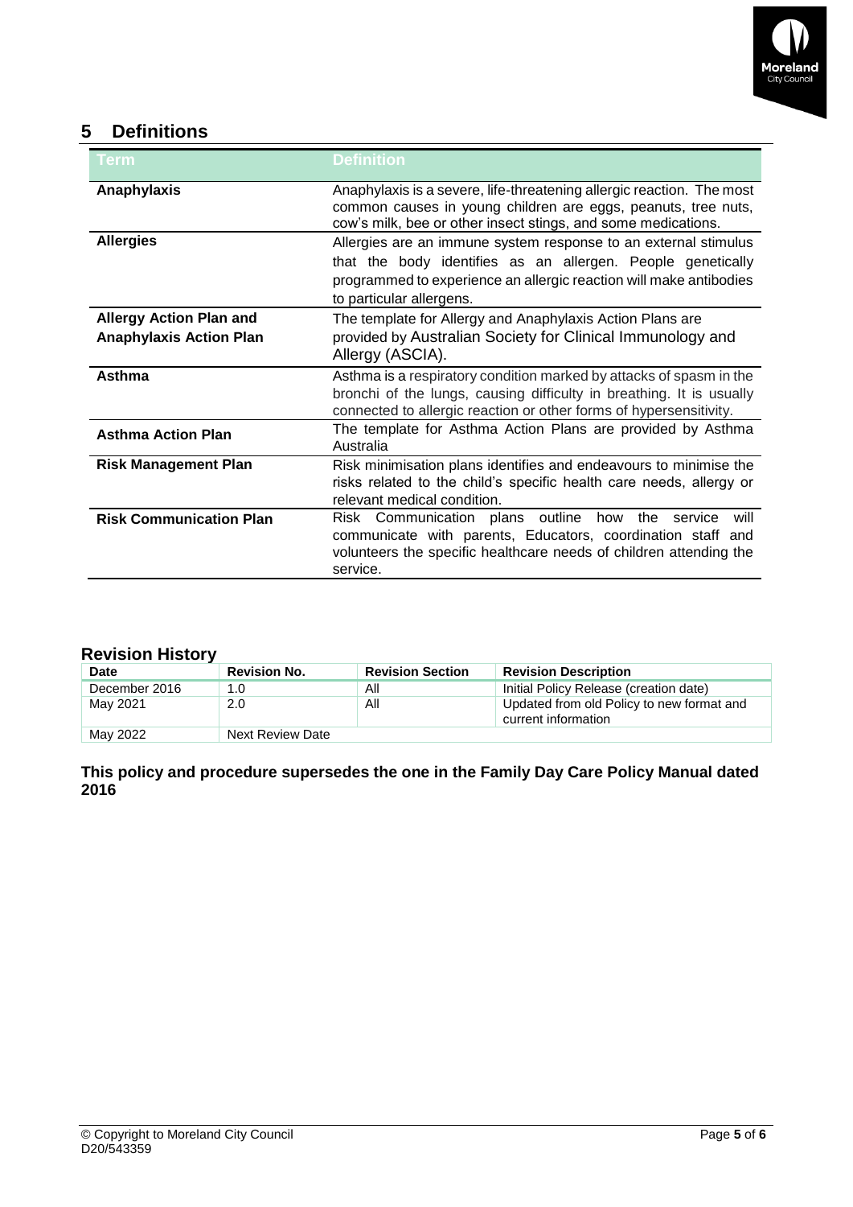## 5 Definitions

| Term | Definition |
|---|---|
| **Anaphylaxis** | Anaphylaxis is a severe, life-threatening allergic reaction. The most common causes in young children are eggs, peanuts, tree nuts, cow's milk, bee or other insect stings, and some medications. |
| **Allergies** | Allergies are an immune system response to an external stimulus that the body identifies as an allergen. People genetically programmed to experience an allergic reaction will make antibodies to particular allergens. |
| **Allergy Action Plan and Anaphylaxis Action Plan** | The template for Allergy and Anaphylaxis Action Plans are provided by Australian Society for Clinical Immunology and Allergy (ASCIA). |
| **Asthma** | Asthma is a respiratory condition marked by attacks of spasm in the bronchi of the lungs, causing difficulty in breathing. It is usually connected to allergic reaction or other forms of hypersensitivity. |
| **Asthma Action Plan** | The template for Asthma Action Plans are provided by Asthma Australia |
| **Risk Management Plan** | Risk minimisation plans identifies and endeavours to minimise the risks related to the child's specific health care needs, allergy or relevant medical condition. |
| **Risk Communication Plan** | Risk Communication plans outline how the service will communicate with parents, Educators, coordination staff and volunteers the specific healthcare needs of children attending the service. |

### Revision History

| Date | Revision No. | Revision Section | Revision Description |
|---|---|---|---|
| December 2016 | 1.0 | All | Initial Policy Release (creation date) |
| May 2021 | 2.0 | All | Updated from old Policy to new format and current information |
| May 2022 | Next Review Date | | |

**This policy and procedure supersedes the one in the Family Day Care Policy Manual dated 2016**

© Copyright to Moreland City Council
D20/543359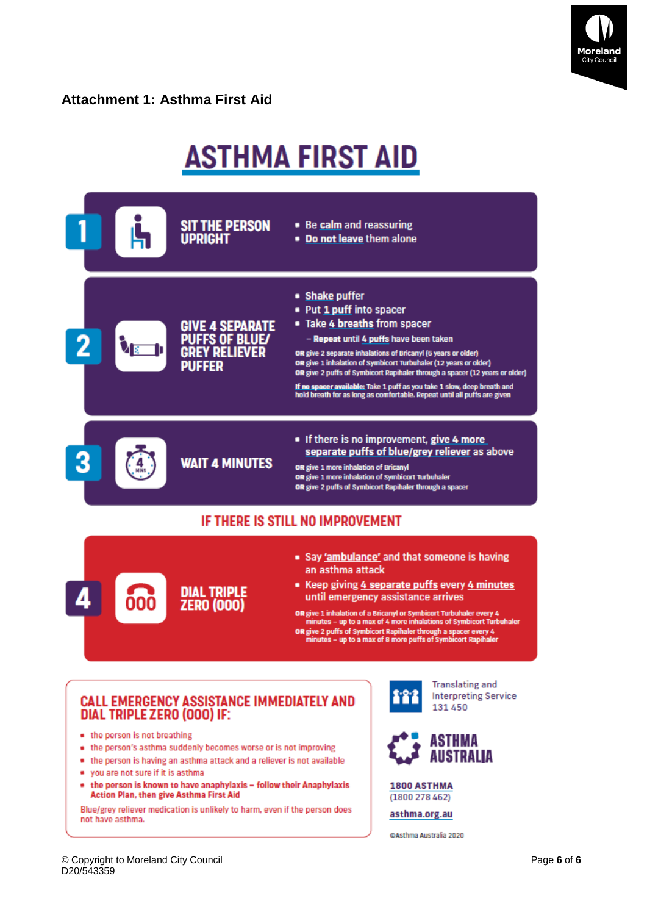## Attachment 1: Asthma First Aid

# ASTHMA FIRST AID

**1 SIT THE PERSON UPRIGHT**

- Be **calm** and reassuring
- **Do not leave** them alone

**2 GIVE 4 SEPARATE PUFFS OF BLUE/ GREY RELIEVER PUFFER**

- **Shake** puffer
- Put **1 puff** into spacer
- Take **4 breaths** from spacer
  - **Repeat** until **4 puffs** have been taken

**OR** give 2 separate inhalations of Bricanyl (6 years or older)
**OR** give 1 inhalation of Symbicort Turbuhaler (12 years or older)
**OR** give 2 puffs of Symbicort Rapihaler through a spacer (12 years or older)

**If no spacer available:** Take 1 puff as you take 1 slow, deep breath and hold breath for as long as comfortable. Repeat until all puffs are given

**3 WAIT 4 MINUTES**

- If there is no improvement, **give 4 more separate puffs of blue/grey reliever** as above

**OR** give 1 more inhalation of Bricanyl
**OR** give 1 more inhalation of Symbicort Turbuhaler
**OR** give 2 puffs of Symbicort Rapihaler through a spacer

**IF THERE IS STILL NO IMPROVEMENT**

**4 DIAL TRIPLE ZERO (000)**

- Say **'ambulance'** and that someone is having an asthma attack
- Keep giving **4 separate puffs** every **4 minutes** until emergency assistance arrives

**OR** give 1 inhalation of a Bricanyl or Symbicort Turbuhaler every 4 minutes – up to a max of 4 more inhalations of Symbicort Turbuhaler
**OR** give 2 puffs of Symbicort Rapihaler through a spacer every 4 minutes – up to a max of 8 more puffs of Symbicort Rapihaler

**CALL EMERGENCY ASSISTANCE IMMEDIATELY AND DIAL TRIPLE ZERO (000) IF:**

- the person is not breathing
- the person's asthma suddenly becomes worse or is not improving
- the person is having an asthma attack and a reliever is not available
- you are not sure if it is asthma
- **the person is known to have anaphylaxis – follow their Anaphylaxis Action Plan, then give Asthma First Aid**

Blue/grey reliever medication is unlikely to harm, even if the person does not have asthma.

Translating and Interpreting Service 131 450

ASTHMA AUSTRALIA

**1800 ASTHMA** (1800 278 462)

**asthma.org.au**

©Asthma Australia 2020

© Copyright to Moreland City Council
D20/543359